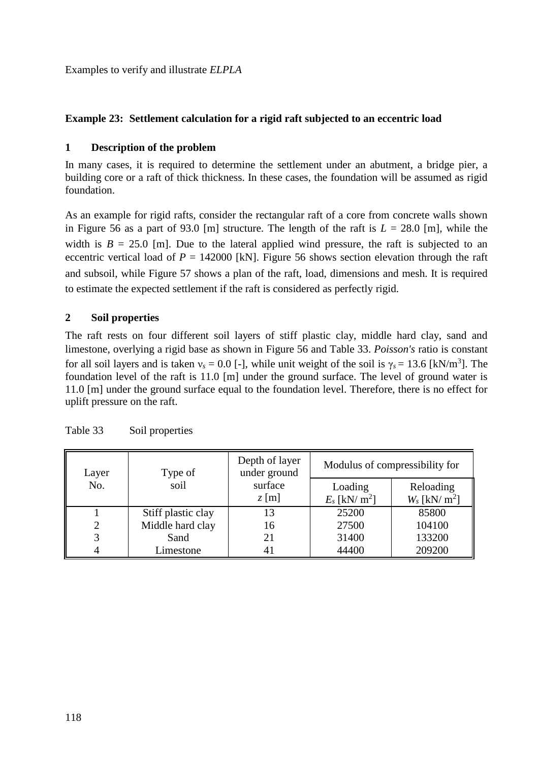Examples to verify and illustrate *ELPLA*

## Example 23: Settlement calculation for a rigid raft subjected to an eccentric load

### 1 Description of the problem

In many cases, it is required to determine the settlement under an abutment, a bridge pier, a building core or a raft of thick thickness. In these cases, the foundation will be assumed as rigid foundation.

As an example for rigid rafts, consider the rectangular raft of a core from concrete walls shown in Figure 56 as a part of 93.0 [m] structure. The length of the raft is $L$ = 28.0 [m], while the width is $B$ = 25.0 [m]. Due to the lateral applied wind pressure, the raft is subjected to an eccentric vertical load of $P$ = 142000 [kN]. Figure 56 shows section elevation through the raft and subsoil, while Figure 57 shows a plan of the raft, load, dimensions and mesh. It is required to estimate the expected settlement if the raft is considered as perfectly rigid.

### 2 Soil properties

The raft rests on four different soil layers of stiff plastic clay, middle hard clay, sand and limestone, overlying a rigid base as shown in Figure 56 and Table 33. *Poisson's* ratio is constant for all soil layers and is taken $\nu_s$ = 0.0 [-], while unit weight of the soil is $\gamma_s$ = 13.6 [kN/m$^3$]. The foundation level of the raft is 11.0 [m] under the ground surface. The level of ground water is 11.0 [m] under the ground surface equal to the foundation level. Therefore, there is no effect for uplift pressure on the raft.

Table 33 Soil properties

| Layer No. | Type of soil | Depth of layer under ground surface $z$ [m] | Modulus of compressibility for | |
|---|---|---|---|---|
| | | | Loading $E_s$ [kN/ m$^2$] | Reloading $W_s$ [kN/ m$^2$] |
| 1 | Stiff plastic clay | 13 | 25200 | 85800 |
| 2 | Middle hard clay | 16 | 27500 | 104100 |
| 3 | Sand | 21 | 31400 | 133200 |
| 4 | Limestone | 41 | 44400 | 209200 |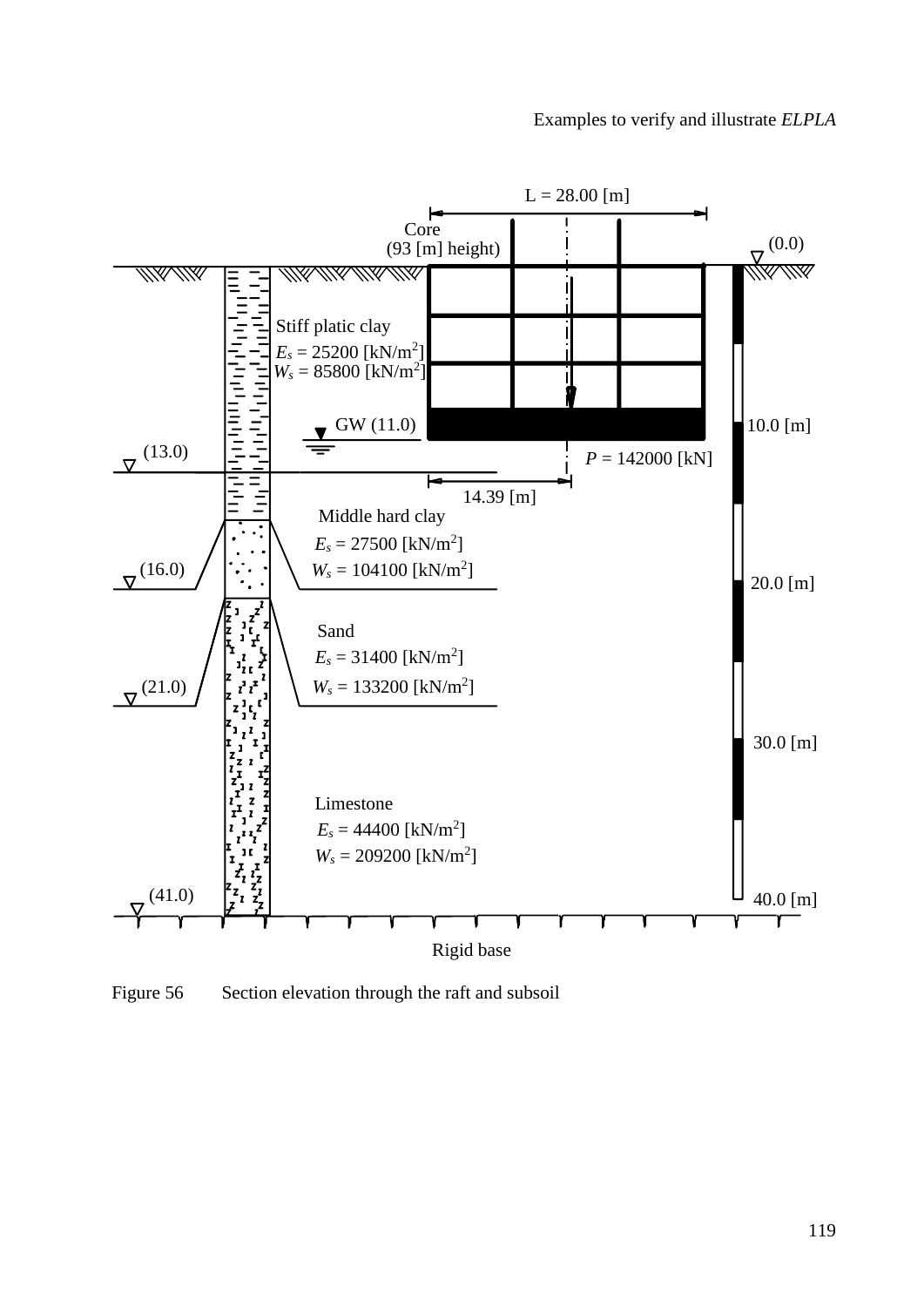L = 28.00 [m]

Core
(93 [m] height)

(0.0)

Stiff platic clay
$E_s$ = 25200 [kN/m$^2$]
$W_s$ = 85800 [kN/m$^2$]

GW (11.0)

10.0 [m]

(13.0)

$P$ = 142000 [kN]

14.39 [m]

Middle hard clay
$E_s$ = 27500 [kN/m$^2$]
$W_s$ = 104100 [kN/m$^2$]

(16.0)

20.0 [m]

Sand
$E_s$ = 31400 [kN/m$^2$]
$W_s$ = 133200 [kN/m$^2$]

(21.0)

30.0 [m]

Limestone
$E_s$ = 44400 [kN/m$^2$]
$W_s$ = 209200 [kN/m$^2$]

(41.0)

40.0 [m]

Rigid base

Figure 56 Section elevation through the raft and subsoil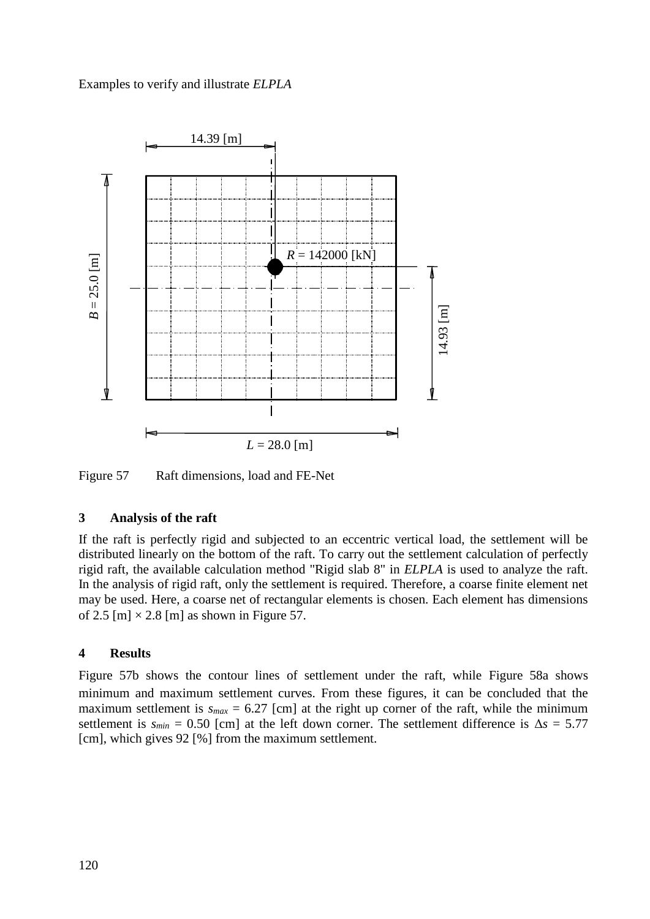Figure 57    Raft dimensions, load and FE-Net

## 3 Analysis of the raft

If the raft is perfectly rigid and subjected to an eccentric vertical load, the settlement will be distributed linearly on the bottom of the raft. To carry out the settlement calculation of perfectly rigid raft, the available calculation method "Rigid slab 8" in *ELPLA* is used to analyze the raft. In the analysis of rigid raft, only the settlement is required. Therefore, a coarse finite element net may be used. Here, a coarse net of rectangular elements is chosen. Each element has dimensions of 2.5 [m] × 2.8 [m] as shown in Figure 57.

## 4 Results

Figure 57b shows the contour lines of settlement under the raft, while Figure 58a shows minimum and maximum settlement curves. From these figures, it can be concluded that the maximum settlement is $s_{max}$ = 6.27 [cm] at the right up corner of the raft, while the minimum settlement is $s_{min}$ = 0.50 [cm] at the left down corner. The settlement difference is $\Delta s$ = 5.77 [cm], which gives 92 [%] from the maximum settlement.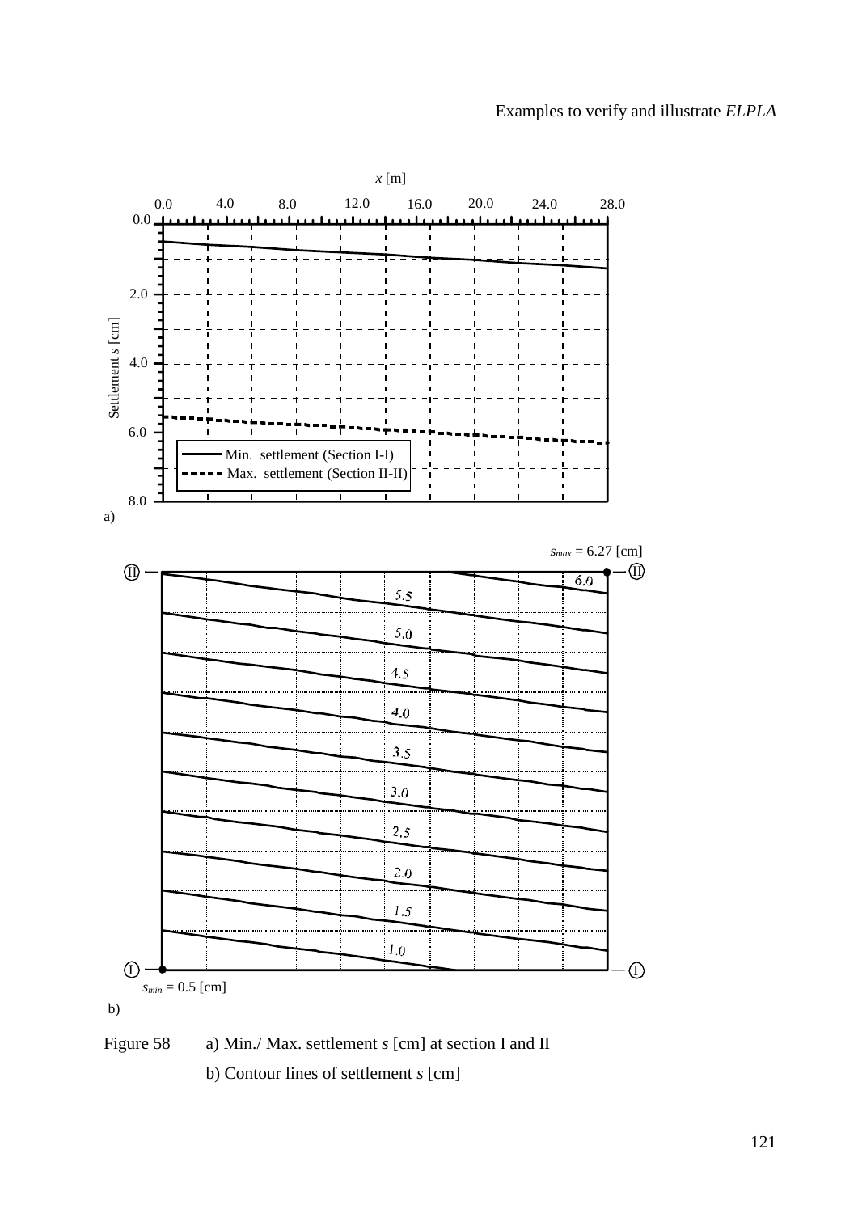x [m]

0.0 4.0 8.0 12.0 16.0 20.0 24.0 28.0

0.0

2.0

4.0

6.0

8.0

Settlement s [cm]

Min. settlement (Section I-I)

Max. settlement (Section II-II)

a)

$s_{max}$ = 6.27 [cm]

II II

6.0

5.5

5.0

4.5

4.0

3.5

3.0

2.5

2.0

1.5

1.0

I I

$s_{min}$ = 0.5 [cm]

b)

Figure 58 a) Min./ Max. settlement *s* [cm] at section I and II

b) Contour lines of settlement *s* [cm]